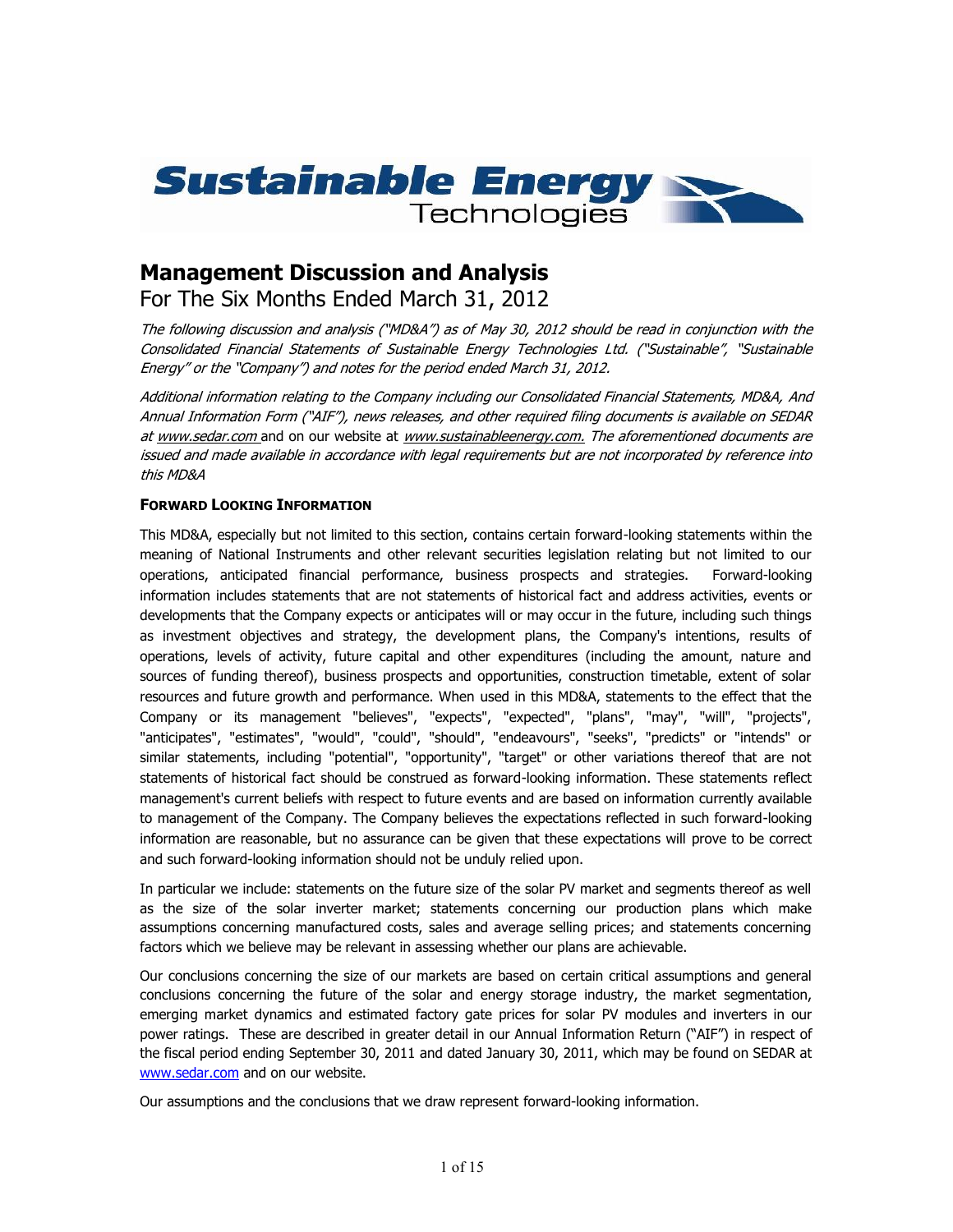# Management Discussion and Analysis

For The Six Months Ended March 31, 2012

*The following discussion and analysis ("MD&A") as of May 30, 2012 should be read in conjunction with the Consolidated Financial Statements of Sustainable Energy Technologies Ltd. ("Sustainable", "Sustainable Energy" or the "Company") and notes for the period ended March 31, 2012.*

*Additional information relating to the Company including our Consolidated Financial Statements, MD&A, And Annual Information Form ("AIF"), news releases, and other required filing documents is available on SEDAR at www.sedar.com and on our website at www.sustainableenergy.com. The aforementioned documents are issued and made available in accordance with legal requirements but are not incorporated by reference into this MD&A*

**FORWARD LOOKING INFORMATION**

This MD&A, especially but not limited to this section, contains certain forward-looking statements within the meaning of National Instruments and other relevant securities legislation relating but not limited to our operations, anticipated financial performance, business prospects and strategies. Forward-looking information includes statements that are not statements of historical fact and address activities, events or developments that the Company expects or anticipates will or may occur in the future, including such things as investment objectives and strategy, the development plans, the Company's intentions, results of operations, levels of activity, future capital and other expenditures (including the amount, nature and sources of funding thereof), business prospects and opportunities, construction timetable, extent of solar resources and future growth and performance. When used in this MD&A, statements to the effect that the Company or its management "believes", "expects", "expected", "plans", "may", "will", "projects", "anticipates", "estimates", "would", "could", "should", "endeavours", "seeks", "predicts" or "intends" or similar statements, including "potential", "opportunity", "target" or other variations thereof that are not statements of historical fact should be construed as forward-looking information. These statements reflect management's current beliefs with respect to future events and are based on information currently available to management of the Company. The Company believes the expectations reflected in such forward-looking information are reasonable, but no assurance can be given that these expectations will prove to be correct and such forward-looking information should not be unduly relied upon.

In particular we include: statements on the future size of the solar PV market and segments thereof as well as the size of the solar inverter market; statements concerning our production plans which make assumptions concerning manufactured costs, sales and average selling prices; and statements concerning factors which we believe may be relevant in assessing whether our plans are achievable.

Our conclusions concerning the size of our markets are based on certain critical assumptions and general conclusions concerning the future of the solar and energy storage industry, the market segmentation, emerging market dynamics and estimated factory gate prices for solar PV modules and inverters in our power ratings. These are described in greater detail in our Annual Information Return ("AIF") in respect of the fiscal period ending September 30, 2011 and dated January 30, 2011, which may be found on SEDAR at www.sedar.com and on our website.

Our assumptions and the conclusions that we draw represent forward-looking information.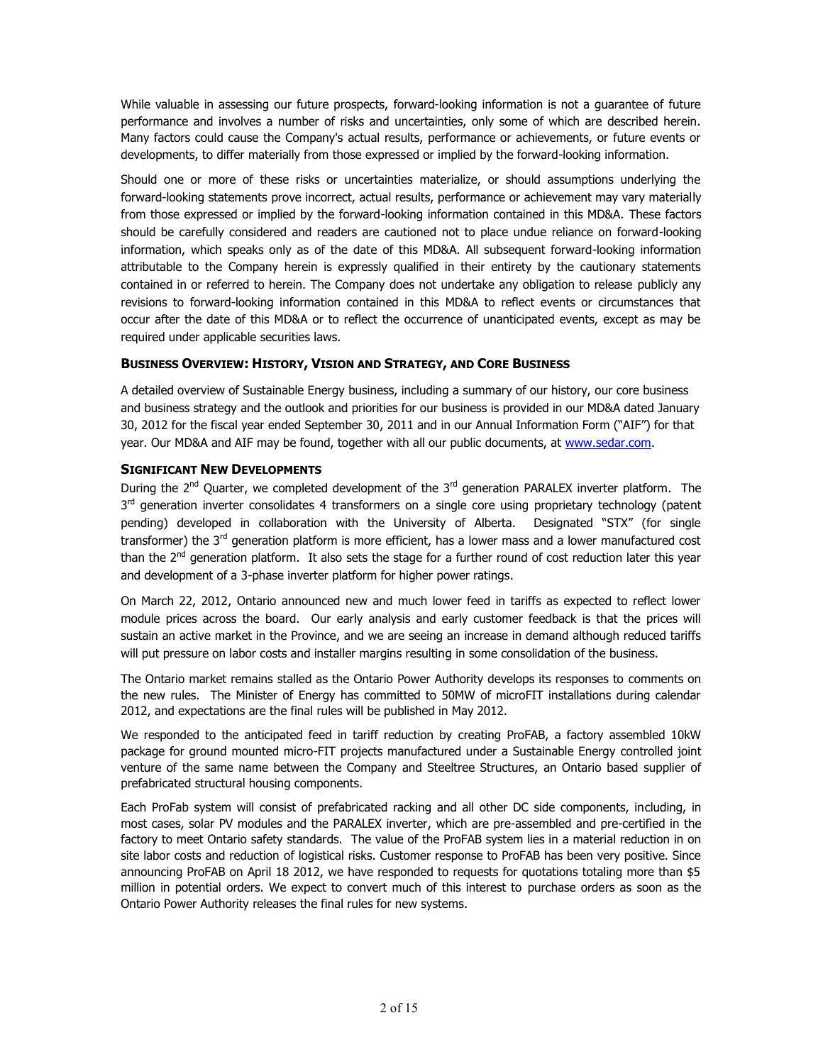While valuable in assessing our future prospects, forward-looking information is not a guarantee of future performance and involves a number of risks and uncertainties, only some of which are described herein. Many factors could cause the Company's actual results, performance or achievements, or future events or developments, to differ materially from those expressed or implied by the forward-looking information.

Should one or more of these risks or uncertainties materialize, or should assumptions underlying the forward-looking statements prove incorrect, actual results, performance or achievement may vary materially from those expressed or implied by the forward-looking information contained in this MD&A. These factors should be carefully considered and readers are cautioned not to place undue reliance on forward-looking information, which speaks only as of the date of this MD&A. All subsequent forward-looking information attributable to the Company herein is expressly qualified in their entirety by the cautionary statements contained in or referred to herein. The Company does not undertake any obligation to release publicly any revisions to forward-looking information contained in this MD&A to reflect events or circumstances that occur after the date of this MD&A or to reflect the occurrence of unanticipated events, except as may be required under applicable securities laws.

### BUSINESS OVERVIEW: HISTORY, VISION AND STRATEGY, AND CORE BUSINESS

A detailed overview of Sustainable Energy business, including a summary of our history, our core business and business strategy and the outlook and priorities for our business is provided in our MD&A dated January 30, 2012 for the fiscal year ended September 30, 2011 and in our Annual Information Form ("AIF") for that year. Our MD&A and AIF may be found, together with all our public documents, at www.sedar.com.

### SIGNIFICANT NEW DEVELOPMENTS

During the 2nd Quarter, we completed development of the 3rd generation PARALEX inverter platform. The 3rd generation inverter consolidates 4 transformers on a single core using proprietary technology (patent pending) developed in collaboration with the University of Alberta. Designated "STX" (for single transformer) the 3rd generation platform is more efficient, has a lower mass and a lower manufactured cost than the 2nd generation platform. It also sets the stage for a further round of cost reduction later this year and development of a 3-phase inverter platform for higher power ratings.

On March 22, 2012, Ontario announced new and much lower feed in tariffs as expected to reflect lower module prices across the board. Our early analysis and early customer feedback is that the prices will sustain an active market in the Province, and we are seeing an increase in demand although reduced tariffs will put pressure on labor costs and installer margins resulting in some consolidation of the business.

The Ontario market remains stalled as the Ontario Power Authority develops its responses to comments on the new rules. The Minister of Energy has committed to 50MW of microFIT installations during calendar 2012, and expectations are the final rules will be published in May 2012.

We responded to the anticipated feed in tariff reduction by creating ProFAB, a factory assembled 10kW package for ground mounted micro-FIT projects manufactured under a Sustainable Energy controlled joint venture of the same name between the Company and Steeltree Structures, an Ontario based supplier of prefabricated structural housing components.

Each ProFab system will consist of prefabricated racking and all other DC side components, including, in most cases, solar PV modules and the PARALEX inverter, which are pre-assembled and pre-certified in the factory to meet Ontario safety standards. The value of the ProFAB system lies in a material reduction in on site labor costs and reduction of logistical risks. Customer response to ProFAB has been very positive. Since announcing ProFAB on April 18 2012, we have responded to requests for quotations totaling more than $5 million in potential orders. We expect to convert much of this interest to purchase orders as soon as the Ontario Power Authority releases the final rules for new systems.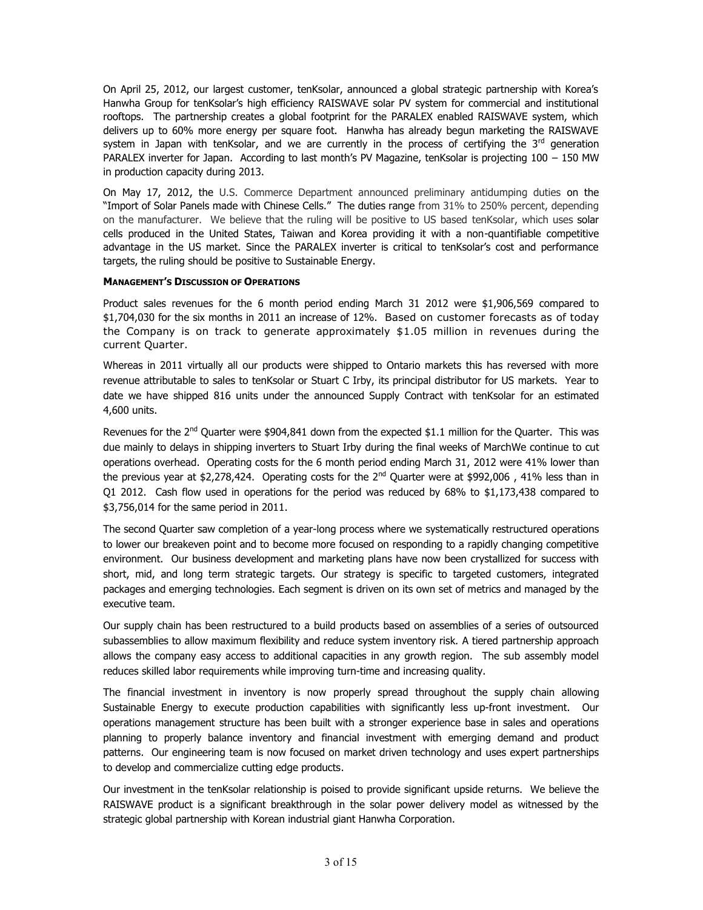On April 25, 2012, our largest customer, tenKsolar, announced a global strategic partnership with Korea's Hanwha Group for tenKsolar's high efficiency RAISWAVE solar PV system for commercial and institutional rooftops. The partnership creates a global footprint for the PARALEX enabled RAISWAVE system, which delivers up to 60% more energy per square foot. Hanwha has already begun marketing the RAISWAVE system in Japan with tenKsolar, and we are currently in the process of certifying the 3rd generation PARALEX inverter for Japan. According to last month's PV Magazine, tenKsolar is projecting 100 – 150 MW in production capacity during 2013.

On May 17, 2012, the U.S. Commerce Department announced preliminary antidumping duties on the "Import of Solar Panels made with Chinese Cells." The duties range from 31% to 250% percent, depending on the manufacturer. We believe that the ruling will be positive to US based tenKsolar, which uses solar cells produced in the United States, Taiwan and Korea providing it with a non-quantifiable competitive advantage in the US market. Since the PARALEX inverter is critical to tenKsolar's cost and performance targets, the ruling should be positive to Sustainable Energy.

**MANAGEMENT'S DISCUSSION OF OPERATIONS**

Product sales revenues for the 6 month period ending March 31 2012 were $1,906,569 compared to $1,704,030 for the six months in 2011 an increase of 12%. Based on customer forecasts as of today the Company is on track to generate approximately $1.05 million in revenues during the current Quarter.

Whereas in 2011 virtually all our products were shipped to Ontario markets this has reversed with more revenue attributable to sales to tenKsolar or Stuart C Irby, its principal distributor for US markets. Year to date we have shipped 816 units under the announced Supply Contract with tenKsolar for an estimated 4,600 units.

Revenues for the 2nd Quarter were $904,841 down from the expected $1.1 million for the Quarter. This was due mainly to delays in shipping inverters to Stuart Irby during the final weeks of MarchWe continue to cut operations overhead. Operating costs for the 6 month period ending March 31, 2012 were 41% lower than the previous year at $2,278,424. Operating costs for the 2nd Quarter were at $992,006 , 41% less than in Q1 2012. Cash flow used in operations for the period was reduced by 68% to $1,173,438 compared to $3,756,014 for the same period in 2011.

The second Quarter saw completion of a year-long process where we systematically restructured operations to lower our breakeven point and to become more focused on responding to a rapidly changing competitive environment. Our business development and marketing plans have now been crystallized for success with short, mid, and long term strategic targets. Our strategy is specific to targeted customers, integrated packages and emerging technologies. Each segment is driven on its own set of metrics and managed by the executive team.

Our supply chain has been restructured to a build products based on assemblies of a series of outsourced subassemblies to allow maximum flexibility and reduce system inventory risk. A tiered partnership approach allows the company easy access to additional capacities in any growth region. The sub assembly model reduces skilled labor requirements while improving turn-time and increasing quality.

The financial investment in inventory is now properly spread throughout the supply chain allowing Sustainable Energy to execute production capabilities with significantly less up-front investment. Our operations management structure has been built with a stronger experience base in sales and operations planning to properly balance inventory and financial investment with emerging demand and product patterns. Our engineering team is now focused on market driven technology and uses expert partnerships to develop and commercialize cutting edge products.

Our investment in the tenKsolar relationship is poised to provide significant upside returns. We believe the RAISWAVE product is a significant breakthrough in the solar power delivery model as witnessed by the strategic global partnership with Korean industrial giant Hanwha Corporation.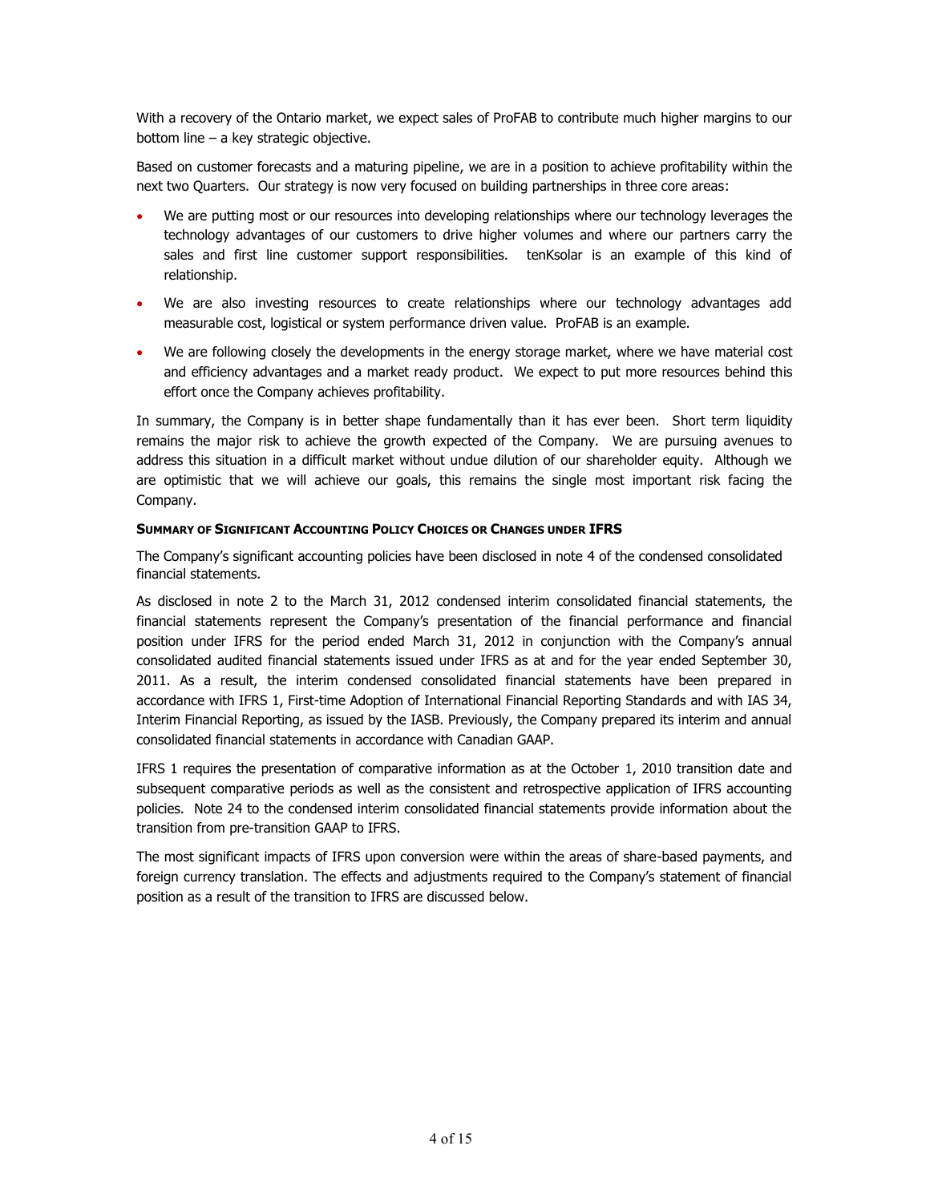With a recovery of the Ontario market, we expect sales of ProFAB to contribute much higher margins to our bottom line – a key strategic objective.

Based on customer forecasts and a maturing pipeline, we are in a position to achieve profitability within the next two Quarters. Our strategy is now very focused on building partnerships in three core areas:

- We are putting most or our resources into developing relationships where our technology leverages the technology advantages of our customers to drive higher volumes and where our partners carry the sales and first line customer support responsibilities. tenKsolar is an example of this kind of relationship.
- We are also investing resources to create relationships where our technology advantages add measurable cost, logistical or system performance driven value. ProFAB is an example.
- We are following closely the developments in the energy storage market, where we have material cost and efficiency advantages and a market ready product. We expect to put more resources behind this effort once the Company achieves profitability.

In summary, the Company is in better shape fundamentally than it has ever been. Short term liquidity remains the major risk to achieve the growth expected of the Company. We are pursuing avenues to address this situation in a difficult market without undue dilution of our shareholder equity. Although we are optimistic that we will achieve our goals, this remains the single most important risk facing the Company.

**SUMMARY OF SIGNIFICANT ACCOUNTING POLICY CHOICES OR CHANGES UNDER IFRS**

The Company's significant accounting policies have been disclosed in note 4 of the condensed consolidated financial statements.

As disclosed in note 2 to the March 31, 2012 condensed interim consolidated financial statements, the financial statements represent the Company's presentation of the financial performance and financial position under IFRS for the period ended March 31, 2012 in conjunction with the Company's annual consolidated audited financial statements issued under IFRS as at and for the year ended September 30, 2011. As a result, the interim condensed consolidated financial statements have been prepared in accordance with IFRS 1, First-time Adoption of International Financial Reporting Standards and with IAS 34, Interim Financial Reporting, as issued by the IASB. Previously, the Company prepared its interim and annual consolidated financial statements in accordance with Canadian GAAP.

IFRS 1 requires the presentation of comparative information as at the October 1, 2010 transition date and subsequent comparative periods as well as the consistent and retrospective application of IFRS accounting policies. Note 24 to the condensed interim consolidated financial statements provide information about the transition from pre-transition GAAP to IFRS.

The most significant impacts of IFRS upon conversion were within the areas of share-based payments, and foreign currency translation. The effects and adjustments required to the Company's statement of financial position as a result of the transition to IFRS are discussed below.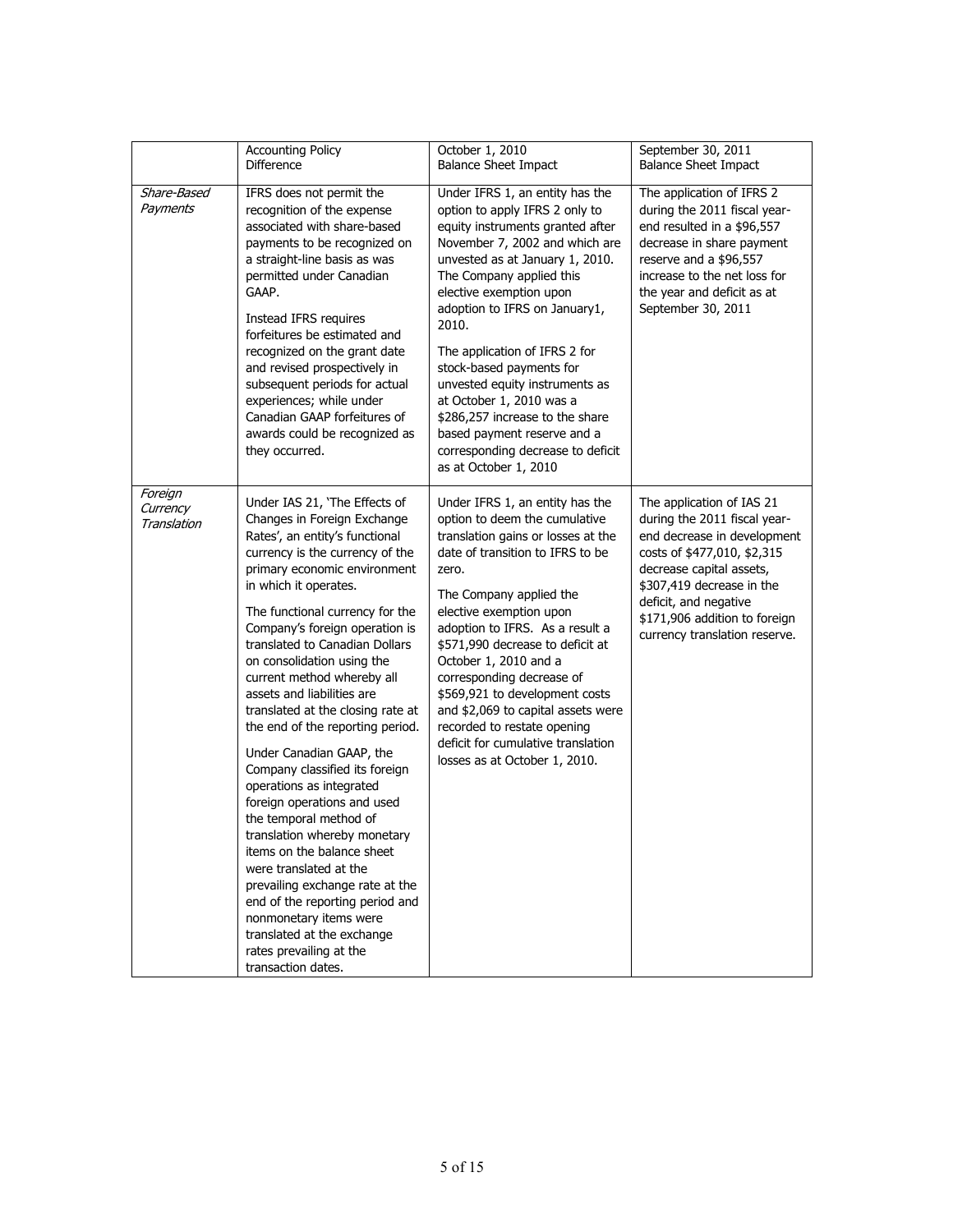| | Accounting Policy Difference | October 1, 2010 Balance Sheet Impact | September 30, 2011 Balance Sheet Impact |
|---|---|---|---|
| *Share-Based Payments* | IFRS does not permit the recognition of the expense associated with share-based payments to be recognized on a straight-line basis as was permitted under Canadian GAAP.<br><br>Instead IFRS requires forfeitures be estimated and recognized on the grant date and revised prospectively in subsequent periods for actual experiences; while under Canadian GAAP forfeitures of awards could be recognized as they occurred. | Under IFRS 1, an entity has the option to apply IFRS 2 only to equity instruments granted after November 7, 2002 and which are unvested as at January 1, 2010. The Company applied this elective exemption upon adoption to IFRS on January1, 2010.<br><br>The application of IFRS 2 for stock-based payments for unvested equity instruments as at October 1, 2010 was a $286,257 increase to the share based payment reserve and a corresponding decrease to deficit as at October 1, 2010 | The application of IFRS 2 during the 2011 fiscal year-end resulted in a $96,557 decrease in share payment reserve and a $96,557 increase to the net loss for the year and deficit as at September 30, 2011 |
| *Foreign Currency Translation* | Under IAS 21, 'The Effects of Changes in Foreign Exchange Rates', an entity's functional currency is the currency of the primary economic environment in which it operates.<br><br>The functional currency for the Company's foreign operation is translated to Canadian Dollars on consolidation using the current method whereby all assets and liabilities are translated at the closing rate at the end of the reporting period.<br><br>Under Canadian GAAP, the Company classified its foreign operations as integrated foreign operations and used the temporal method of translation whereby monetary items on the balance sheet were translated at the prevailing exchange rate at the end of the reporting period and nonmonetary items were translated at the exchange rates prevailing at the transaction dates. | Under IFRS 1, an entity has the option to deem the cumulative translation gains or losses at the date of transition to IFRS to be zero.<br><br>The Company applied the elective exemption upon adoption to IFRS. As a result a $571,990 decrease to deficit at October 1, 2010 and a corresponding decrease of $569,921 to development costs and $2,069 to capital assets were recorded to restate opening deficit for cumulative translation losses as at October 1, 2010. | The application of IAS 21 during the 2011 fiscal year-end decrease in development costs of $477,010, $2,315 decrease capital assets, $307,419 decrease in the deficit, and negative $171,906 addition to foreign currency translation reserve. |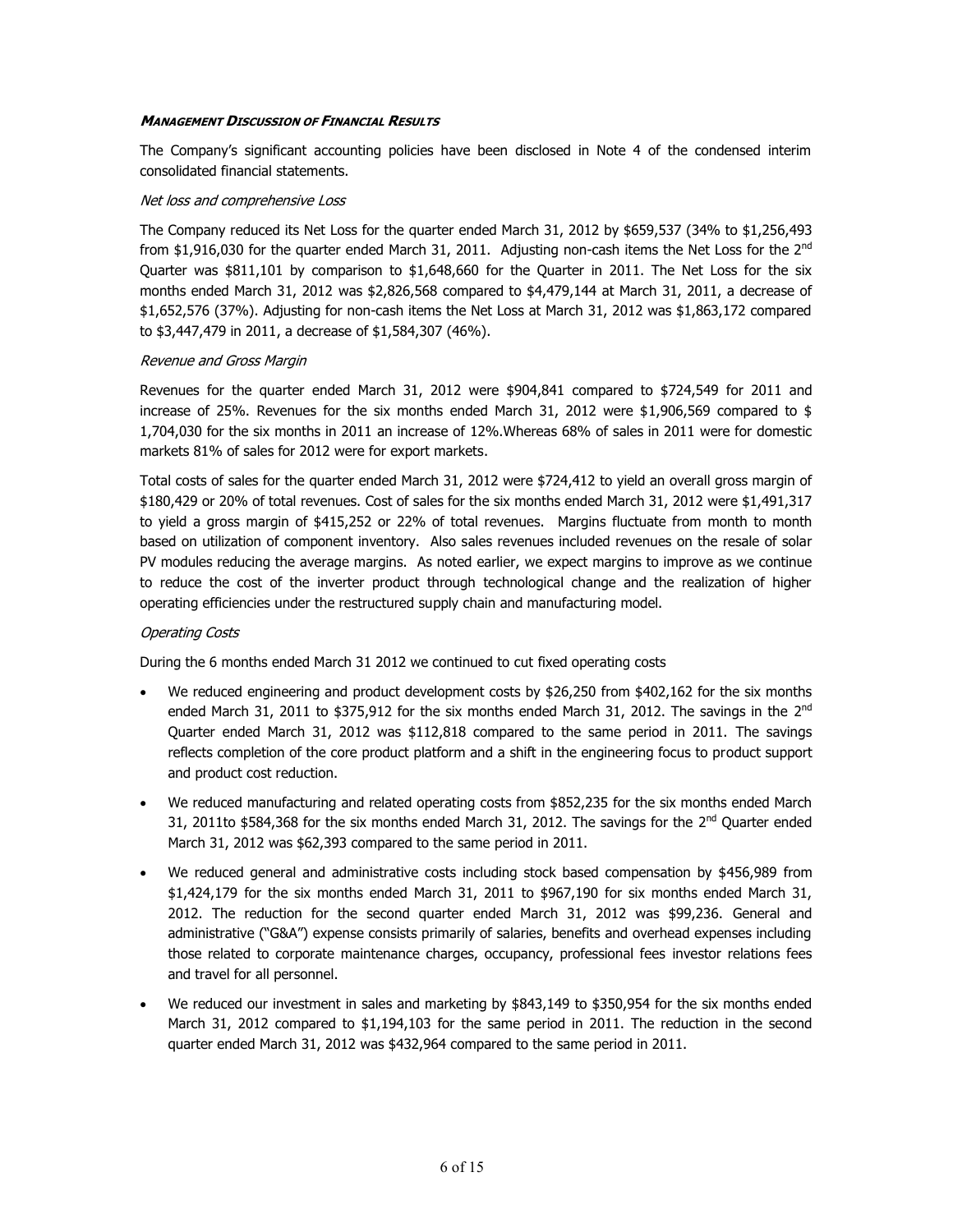## *Management Discussion of Financial Results*

The Company's significant accounting policies have been disclosed in Note 4 of the condensed interim consolidated financial statements.

### *Net loss and comprehensive Loss*

The Company reduced its Net Loss for the quarter ended March 31, 2012 by $659,537 (34% to $1,256,493 from $1,916,030 for the quarter ended March 31, 2011. Adjusting non-cash items the Net Loss for the 2nd Quarter was $811,101 by comparison to $1,648,660 for the Quarter in 2011. The Net Loss for the six months ended March 31, 2012 was $2,826,568 compared to $4,479,144 at March 31, 2011, a decrease of $1,652,576 (37%). Adjusting for non-cash items the Net Loss at March 31, 2012 was $1,863,172 compared to $3,447,479 in 2011, a decrease of $1,584,307 (46%).

### *Revenue and Gross Margin*

Revenues for the quarter ended March 31, 2012 were $904,841 compared to $724,549 for 2011 and increase of 25%. Revenues for the six months ended March 31, 2012 were $1,906,569 compared to $ 1,704,030 for the six months in 2011 an increase of 12%.Whereas 68% of sales in 2011 were for domestic markets 81% of sales for 2012 were for export markets.

Total costs of sales for the quarter ended March 31, 2012 were $724,412 to yield an overall gross margin of $180,429 or 20% of total revenues. Cost of sales for the six months ended March 31, 2012 were $1,491,317 to yield a gross margin of $415,252 or 22% of total revenues. Margins fluctuate from month to month based on utilization of component inventory. Also sales revenues included revenues on the resale of solar PV modules reducing the average margins. As noted earlier, we expect margins to improve as we continue to reduce the cost of the inverter product through technological change and the realization of higher operating efficiencies under the restructured supply chain and manufacturing model.

### *Operating Costs*

During the 6 months ended March 31 2012 we continued to cut fixed operating costs

- We reduced engineering and product development costs by $26,250 from $402,162 for the six months ended March 31, 2011 to $375,912 for the six months ended March 31, 2012. The savings in the 2nd Quarter ended March 31, 2012 was $112,818 compared to the same period in 2011. The savings reflects completion of the core product platform and a shift in the engineering focus to product support and product cost reduction.
- We reduced manufacturing and related operating costs from $852,235 for the six months ended March 31, 2011to $584,368 for the six months ended March 31, 2012. The savings for the 2nd Quarter ended March 31, 2012 was $62,393 compared to the same period in 2011.
- We reduced general and administrative costs including stock based compensation by $456,989 from $1,424,179 for the six months ended March 31, 2011 to $967,190 for six months ended March 31, 2012. The reduction for the second quarter ended March 31, 2012 was $99,236. General and administrative ("G&A") expense consists primarily of salaries, benefits and overhead expenses including those related to corporate maintenance charges, occupancy, professional fees investor relations fees and travel for all personnel.
- We reduced our investment in sales and marketing by $843,149 to $350,954 for the six months ended March 31, 2012 compared to $1,194,103 for the same period in 2011. The reduction in the second quarter ended March 31, 2012 was $432,964 compared to the same period in 2011.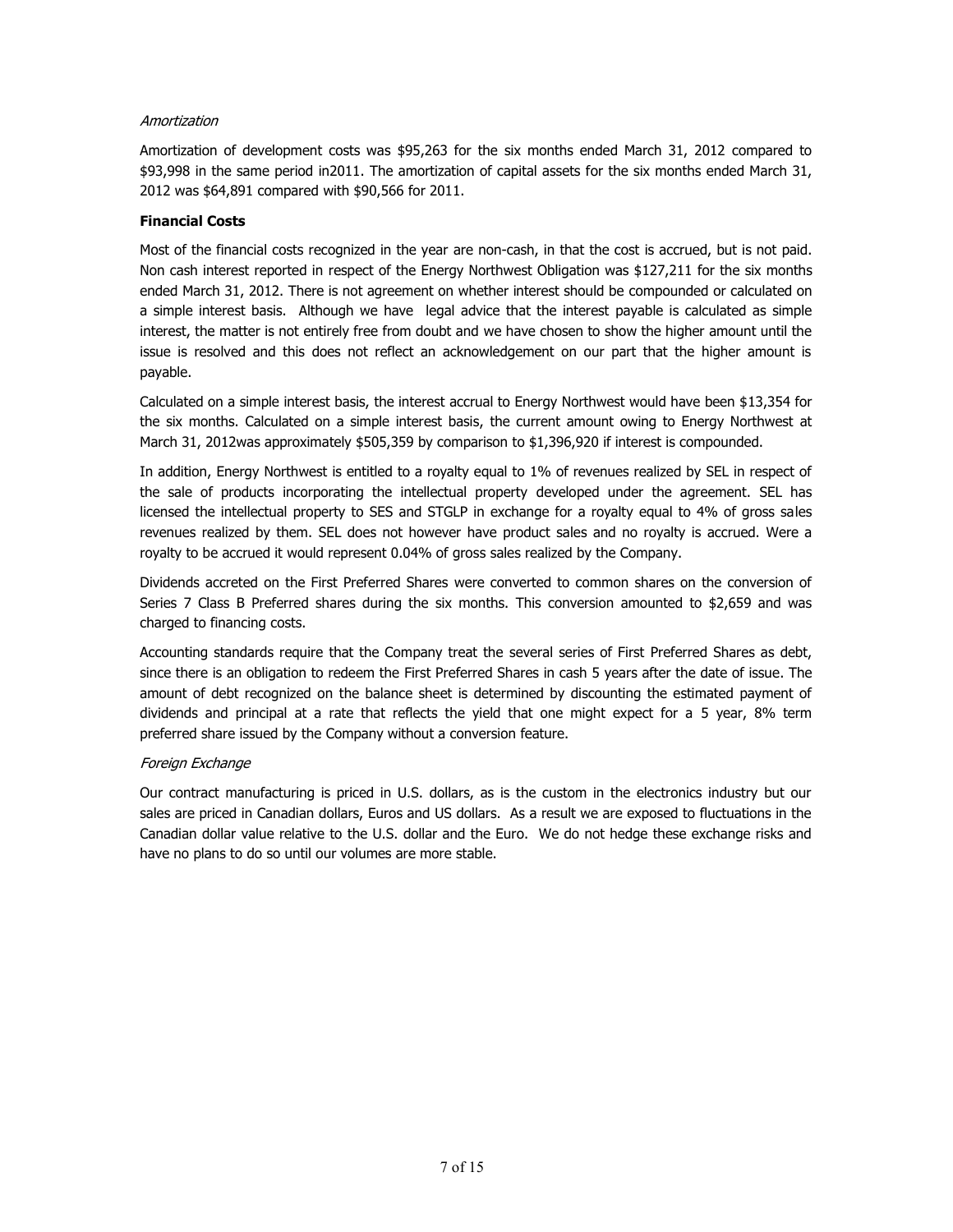*Amortization*

Amortization of development costs was $95,263 for the six months ended March 31, 2012 compared to $93,998 in the same period in2011. The amortization of capital assets for the six months ended March 31, 2012 was $64,891 compared with $90,566 for 2011.

**Financial Costs**

Most of the financial costs recognized in the year are non-cash, in that the cost is accrued, but is not paid. Non cash interest reported in respect of the Energy Northwest Obligation was $127,211 for the six months ended March 31, 2012. There is not agreement on whether interest should be compounded or calculated on a simple interest basis. Although we have legal advice that the interest payable is calculated as simple interest, the matter is not entirely free from doubt and we have chosen to show the higher amount until the issue is resolved and this does not reflect an acknowledgement on our part that the higher amount is payable.

Calculated on a simple interest basis, the interest accrual to Energy Northwest would have been $13,354 for the six months. Calculated on a simple interest basis, the current amount owing to Energy Northwest at March 31, 2012was approximately $505,359 by comparison to $1,396,920 if interest is compounded.

In addition, Energy Northwest is entitled to a royalty equal to 1% of revenues realized by SEL in respect of the sale of products incorporating the intellectual property developed under the agreement. SEL has licensed the intellectual property to SES and STGLP in exchange for a royalty equal to 4% of gross sales revenues realized by them. SEL does not however have product sales and no royalty is accrued. Were a royalty to be accrued it would represent 0.04% of gross sales realized by the Company.

Dividends accreted on the First Preferred Shares were converted to common shares on the conversion of Series 7 Class B Preferred shares during the six months. This conversion amounted to $2,659 and was charged to financing costs.

Accounting standards require that the Company treat the several series of First Preferred Shares as debt, since there is an obligation to redeem the First Preferred Shares in cash 5 years after the date of issue. The amount of debt recognized on the balance sheet is determined by discounting the estimated payment of dividends and principal at a rate that reflects the yield that one might expect for a 5 year, 8% term preferred share issued by the Company without a conversion feature.

*Foreign Exchange*

Our contract manufacturing is priced in U.S. dollars, as is the custom in the electronics industry but our sales are priced in Canadian dollars, Euros and US dollars. As a result we are exposed to fluctuations in the Canadian dollar value relative to the U.S. dollar and the Euro. We do not hedge these exchange risks and have no plans to do so until our volumes are more stable.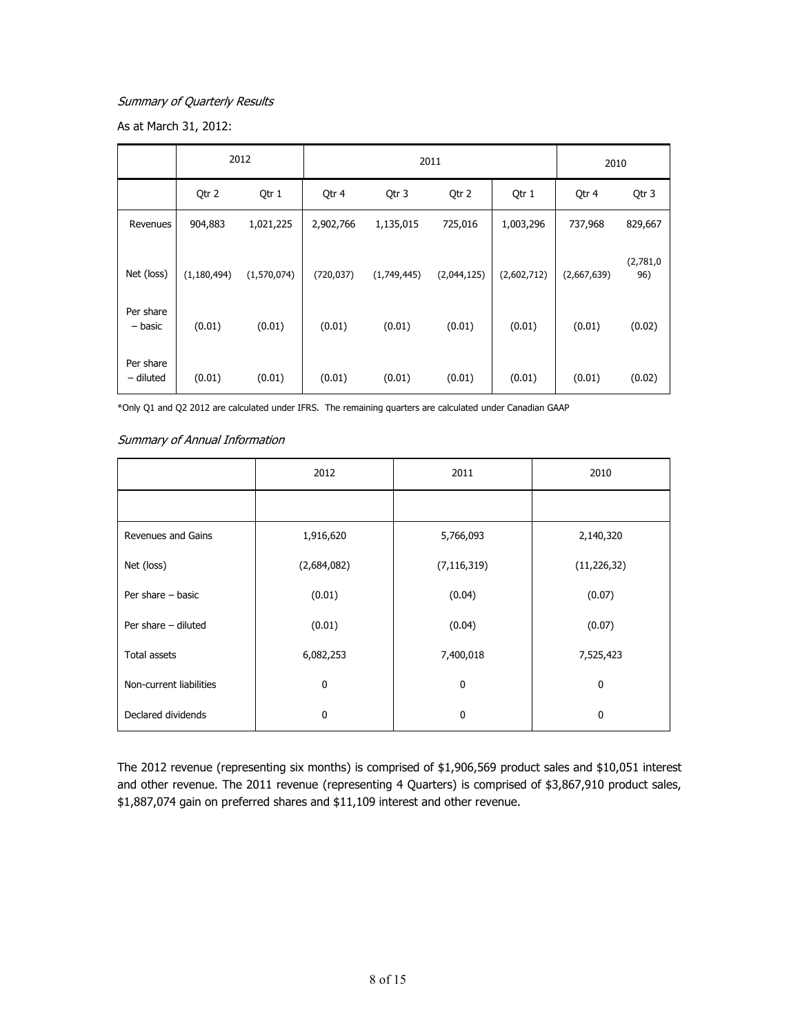*Summary of Quarterly Results*

As at March 31, 2012:

| | 2012 | | 2011 | | | | 2010 | |
|---|---|---|---|---|---|---|---|---|
| | Qtr 2 | Qtr 1 | Qtr 4 | Qtr 3 | Qtr 2 | Qtr 1 | Qtr 4 | Qtr 3 |
| Revenues | 904,883 | 1,021,225 | 2,902,766 | 1,135,015 | 725,016 | 1,003,296 | 737,968 | 829,667 |
| Net (loss) | (1,180,494) | (1,570,074) | (720,037) | (1,749,445) | (2,044,125) | (2,602,712) | (2,667,639) | (2,781,096) |
| Per share – basic | (0.01) | (0.01) | (0.01) | (0.01) | (0.01) | (0.01) | (0.01) | (0.02) |
| Per share – diluted | (0.01) | (0.01) | (0.01) | (0.01) | (0.01) | (0.01) | (0.01) | (0.02) |

*Only Q1 and Q2 2012 are calculated under IFRS. The remaining quarters are calculated under Canadian GAAP

*Summary of Annual Information*

| | 2012 | 2011 | 2010 |
|---|---|---|---|
| | | | |
| Revenues and Gains | 1,916,620 | 5,766,093 | 2,140,320 |
| Net (loss) | (2,684,082) | (7,116,319) | (11,226,32) |
| Per share – basic | (0.01) | (0.04) | (0.07) |
| Per share – diluted | (0.01) | (0.04) | (0.07) |
| Total assets | 6,082,253 | 7,400,018 | 7,525,423 |
| Non-current liabilities | 0 | 0 | 0 |
| Declared dividends | 0 | 0 | 0 |

The 2012 revenue (representing six months) is comprised of $1,906,569 product sales and $10,051 interest and other revenue. The 2011 revenue (representing 4 Quarters) is comprised of $3,867,910 product sales, $1,887,074 gain on preferred shares and $11,109 interest and other revenue.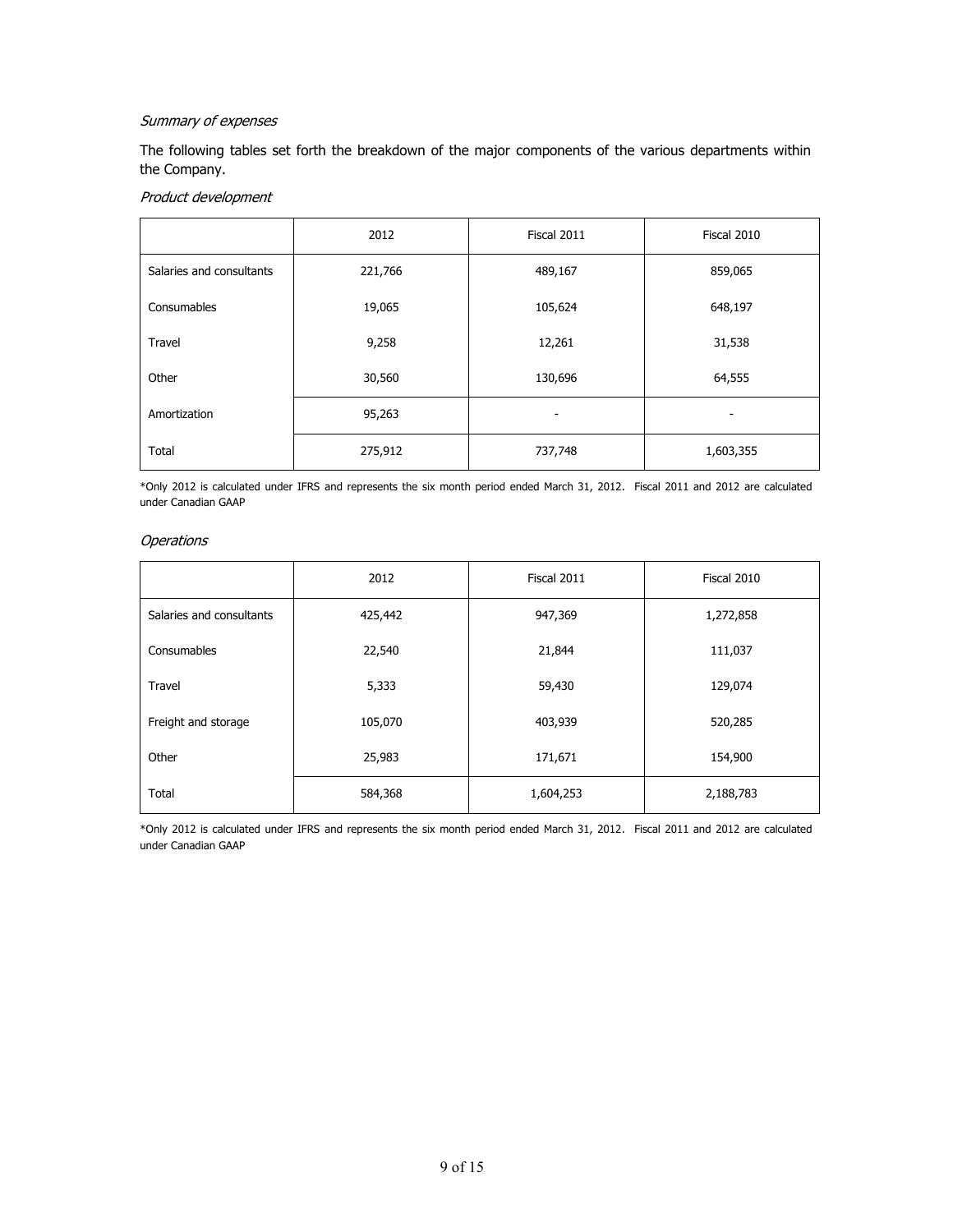*Summary of expenses*

The following tables set forth the breakdown of the major components of the various departments within the Company.

*Product development*

| | 2012 | Fiscal 2011 | Fiscal 2010 |
|---|---|---|---|
| Salaries and consultants | 221,766 | 489,167 | 859,065 |
| Consumables | 19,065 | 105,624 | 648,197 |
| Travel | 9,258 | 12,261 | 31,538 |
| Other | 30,560 | 130,696 | 64,555 |
| Amortization | 95,263 | - | - |
| Total | 275,912 | 737,748 | 1,603,355 |

*Only 2012 is calculated under IFRS and represents the six month period ended March 31, 2012. Fiscal 2011 and 2012 are calculated under Canadian GAAP

*Operations*

| | 2012 | Fiscal 2011 | Fiscal 2010 |
|---|---|---|---|
| Salaries and consultants | 425,442 | 947,369 | 1,272,858 |
| Consumables | 22,540 | 21,844 | 111,037 |
| Travel | 5,333 | 59,430 | 129,074 |
| Freight and storage | 105,070 | 403,939 | 520,285 |
| Other | 25,983 | 171,671 | 154,900 |
| Total | 584,368 | 1,604,253 | 2,188,783 |

*Only 2012 is calculated under IFRS and represents the six month period ended March 31, 2012. Fiscal 2011 and 2012 are calculated under Canadian GAAP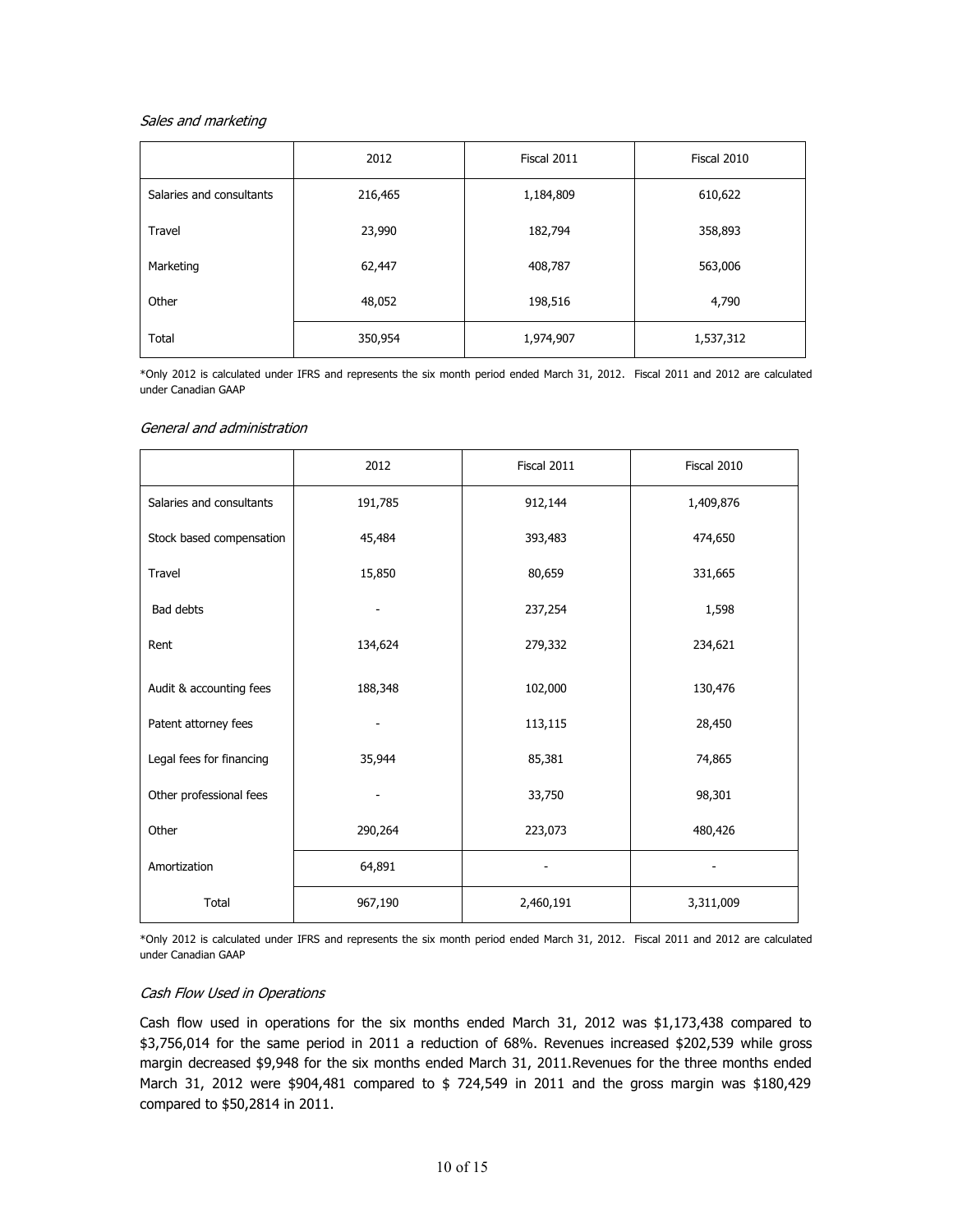*Sales and marketing*

| | 2012 | Fiscal 2011 | Fiscal 2010 |
|---|---|---|---|
| Salaries and consultants | 216,465 | 1,184,809 | 610,622 |
| Travel | 23,990 | 182,794 | 358,893 |
| Marketing | 62,447 | 408,787 | 563,006 |
| Other | 48,052 | 198,516 | 4,790 |
| Total | 350,954 | 1,974,907 | 1,537,312 |

*Only 2012 is calculated under IFRS and represents the six month period ended March 31, 2012. Fiscal 2011 and 2012 are calculated under Canadian GAAP

*General and administration*

| | 2012 | Fiscal 2011 | Fiscal 2010 |
|---|---|---|---|
| Salaries and consultants | 191,785 | 912,144 | 1,409,876 |
| Stock based compensation | 45,484 | 393,483 | 474,650 |
| Travel | 15,850 | 80,659 | 331,665 |
| Bad debts | - | 237,254 | 1,598 |
| Rent | 134,624 | 279,332 | 234,621 |
| Audit & accounting fees | 188,348 | 102,000 | 130,476 |
| Patent attorney fees | - | 113,115 | 28,450 |
| Legal fees for financing | 35,944 | 85,381 | 74,865 |
| Other professional fees | - | 33,750 | 98,301 |
| Other | 290,264 | 223,073 | 480,426 |
| Amortization | 64,891 | - | - |
| Total | 967,190 | 2,460,191 | 3,311,009 |

*Only 2012 is calculated under IFRS and represents the six month period ended March 31, 2012. Fiscal 2011 and 2012 are calculated under Canadian GAAP

*Cash Flow Used in Operations*

Cash flow used in operations for the six months ended March 31, 2012 was $1,173,438 compared to $3,756,014 for the same period in 2011 a reduction of 68%. Revenues increased $202,539 while gross margin decreased $9,948 for the six months ended March 31, 2011.Revenues for the three months ended March 31, 2012 were $904,481 compared to $ 724,549 in 2011 and the gross margin was $180,429 compared to $50,2814 in 2011.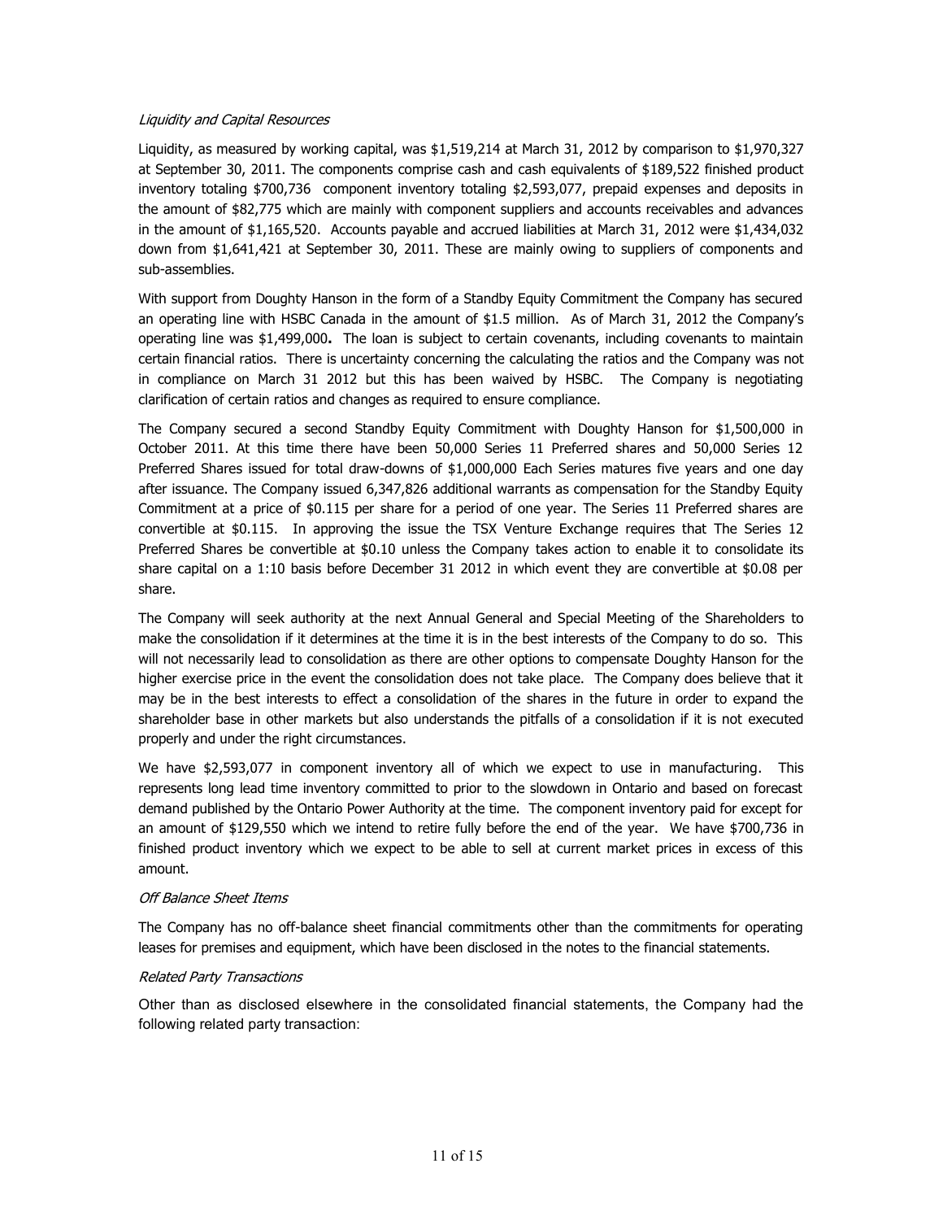*Liquidity and Capital Resources*

Liquidity, as measured by working capital, was $1,519,214 at March 31, 2012 by comparison to $1,970,327 at September 30, 2011. The components comprise cash and cash equivalents of $189,522 finished product inventory totaling $700,736 component inventory totaling $2,593,077, prepaid expenses and deposits in the amount of $82,775 which are mainly with component suppliers and accounts receivables and advances in the amount of $1,165,520. Accounts payable and accrued liabilities at March 31, 2012 were $1,434,032 down from $1,641,421 at September 30, 2011. These are mainly owing to suppliers of components and sub-assemblies.

With support from Doughty Hanson in the form of a Standby Equity Commitment the Company has secured an operating line with HSBC Canada in the amount of $1.5 million. As of March 31, 2012 the Company's operating line was $1,499,000**.** The loan is subject to certain covenants, including covenants to maintain certain financial ratios. There is uncertainty concerning the calculating the ratios and the Company was not in compliance on March 31 2012 but this has been waived by HSBC. The Company is negotiating clarification of certain ratios and changes as required to ensure compliance.

The Company secured a second Standby Equity Commitment with Doughty Hanson for $1,500,000 in October 2011. At this time there have been 50,000 Series 11 Preferred shares and 50,000 Series 12 Preferred Shares issued for total draw-downs of $1,000,000 Each Series matures five years and one day after issuance. The Company issued 6,347,826 additional warrants as compensation for the Standby Equity Commitment at a price of $0.115 per share for a period of one year. The Series 11 Preferred shares are convertible at $0.115. In approving the issue the TSX Venture Exchange requires that The Series 12 Preferred Shares be convertible at $0.10 unless the Company takes action to enable it to consolidate its share capital on a 1:10 basis before December 31 2012 in which event they are convertible at $0.08 per share.

The Company will seek authority at the next Annual General and Special Meeting of the Shareholders to make the consolidation if it determines at the time it is in the best interests of the Company to do so. This will not necessarily lead to consolidation as there are other options to compensate Doughty Hanson for the higher exercise price in the event the consolidation does not take place. The Company does believe that it may be in the best interests to effect a consolidation of the shares in the future in order to expand the shareholder base in other markets but also understands the pitfalls of a consolidation if it is not executed properly and under the right circumstances.

We have $2,593,077 in component inventory all of which we expect to use in manufacturing. This represents long lead time inventory committed to prior to the slowdown in Ontario and based on forecast demand published by the Ontario Power Authority at the time. The component inventory paid for except for an amount of $129,550 which we intend to retire fully before the end of the year. We have $700,736 in finished product inventory which we expect to be able to sell at current market prices in excess of this amount.

*Off Balance Sheet Items*

The Company has no off-balance sheet financial commitments other than the commitments for operating leases for premises and equipment, which have been disclosed in the notes to the financial statements.

*Related Party Transactions*

Other than as disclosed elsewhere in the consolidated financial statements, the Company had the following related party transaction: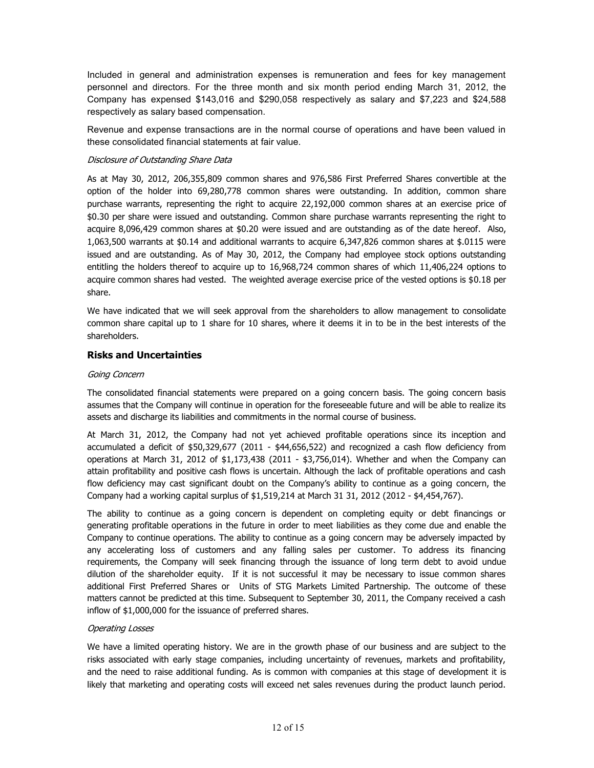Included in general and administration expenses is remuneration and fees for key management personnel and directors. For the three month and six month period ending March 31, 2012, the Company has expensed $143,016 and $290,058 respectively as salary and $7,223 and $24,588 respectively as salary based compensation.

Revenue and expense transactions are in the normal course of operations and have been valued in these consolidated financial statements at fair value.

*Disclosure of Outstanding Share Data*

As at May 30, 2012, 206,355,809 common shares and 976,586 First Preferred Shares convertible at the option of the holder into 69,280,778 common shares were outstanding. In addition, common share purchase warrants, representing the right to acquire 22,192,000 common shares at an exercise price of $0.30 per share were issued and outstanding. Common share purchase warrants representing the right to acquire 8,096,429 common shares at $0.20 were issued and are outstanding as of the date hereof. Also, 1,063,500 warrants at $0.14 and additional warrants to acquire 6,347,826 common shares at $.0115 were issued and are outstanding. As of May 30, 2012, the Company had employee stock options outstanding entitling the holders thereof to acquire up to 16,968,724 common shares of which 11,406,224 options to acquire common shares had vested. The weighted average exercise price of the vested options is $0.18 per share.

We have indicated that we will seek approval from the shareholders to allow management to consolidate common share capital up to 1 share for 10 shares, where it deems it in to be in the best interests of the shareholders.

## Risks and Uncertainties

*Going Concern*

The consolidated financial statements were prepared on a going concern basis. The going concern basis assumes that the Company will continue in operation for the foreseeable future and will be able to realize its assets and discharge its liabilities and commitments in the normal course of business.

At March 31, 2012, the Company had not yet achieved profitable operations since its inception and accumulated a deficit of $50,329,677 (2011 - $44,656,522) and recognized a cash flow deficiency from operations at March 31, 2012 of $1,173,438 (2011 - $3,756,014). Whether and when the Company can attain profitability and positive cash flows is uncertain. Although the lack of profitable operations and cash flow deficiency may cast significant doubt on the Company's ability to continue as a going concern, the Company had a working capital surplus of $1,519,214 at March 31 31, 2012 (2012 - $4,454,767).

The ability to continue as a going concern is dependent on completing equity or debt financings or generating profitable operations in the future in order to meet liabilities as they come due and enable the Company to continue operations. The ability to continue as a going concern may be adversely impacted by any accelerating loss of customers and any falling sales per customer. To address its financing requirements, the Company will seek financing through the issuance of long term debt to avoid undue dilution of the shareholder equity. If it is not successful it may be necessary to issue common shares additional First Preferred Shares or Units of STG Markets Limited Partnership. The outcome of these matters cannot be predicted at this time. Subsequent to September 30, 2011, the Company received a cash inflow of $1,000,000 for the issuance of preferred shares.

*Operating Losses*

We have a limited operating history. We are in the growth phase of our business and are subject to the risks associated with early stage companies, including uncertainty of revenues, markets and profitability, and the need to raise additional funding. As is common with companies at this stage of development it is likely that marketing and operating costs will exceed net sales revenues during the product launch period.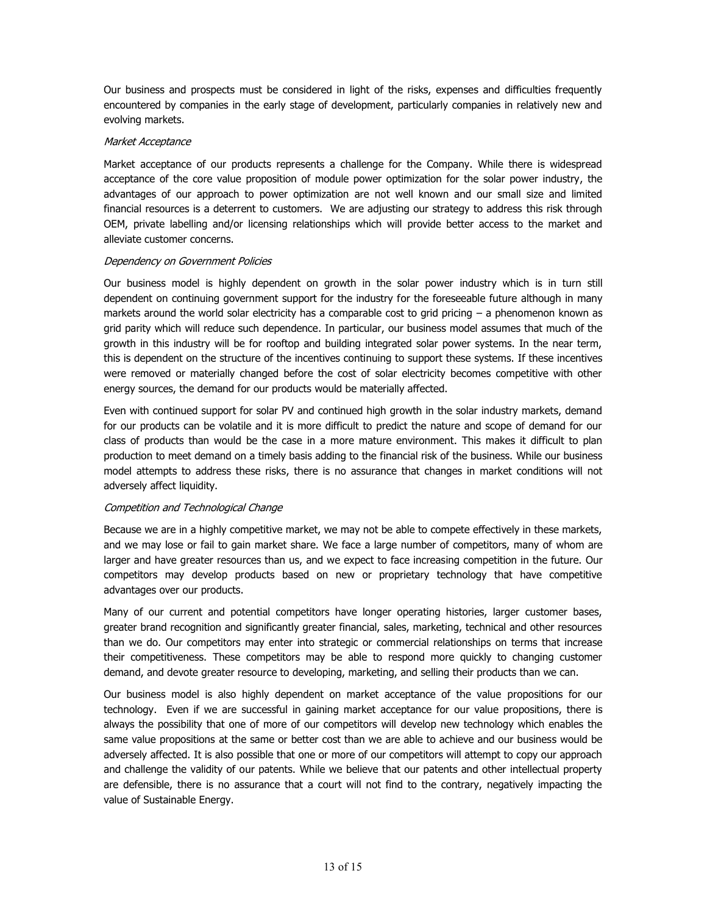Our business and prospects must be considered in light of the risks, expenses and difficulties frequently encountered by companies in the early stage of development, particularly companies in relatively new and evolving markets.

*Market Acceptance*

Market acceptance of our products represents a challenge for the Company. While there is widespread acceptance of the core value proposition of module power optimization for the solar power industry, the advantages of our approach to power optimization are not well known and our small size and limited financial resources is a deterrent to customers.  We are adjusting our strategy to address this risk through OEM, private labelling and/or licensing relationships which will provide better access to the market and alleviate customer concerns.

*Dependency on Government Policies*

Our business model is highly dependent on growth in the solar power industry which is in turn still dependent on continuing government support for the industry for the foreseeable future although in many markets around the world solar electricity has a comparable cost to grid pricing – a phenomenon known as grid parity which will reduce such dependence. In particular, our business model assumes that much of the growth in this industry will be for rooftop and building integrated solar power systems. In the near term, this is dependent on the structure of the incentives continuing to support these systems. If these incentives were removed or materially changed before the cost of solar electricity becomes competitive with other energy sources, the demand for our products would be materially affected.

Even with continued support for solar PV and continued high growth in the solar industry markets, demand for our products can be volatile and it is more difficult to predict the nature and scope of demand for our class of products than would be the case in a more mature environment. This makes it difficult to plan production to meet demand on a timely basis adding to the financial risk of the business. While our business model attempts to address these risks, there is no assurance that changes in market conditions will not adversely affect liquidity.

*Competition and Technological Change*

Because we are in a highly competitive market, we may not be able to compete effectively in these markets, and we may lose or fail to gain market share. We face a large number of competitors, many of whom are larger and have greater resources than us, and we expect to face increasing competition in the future. Our competitors may develop products based on new or proprietary technology that have competitive advantages over our products.

Many of our current and potential competitors have longer operating histories, larger customer bases, greater brand recognition and significantly greater financial, sales, marketing, technical and other resources than we do. Our competitors may enter into strategic or commercial relationships on terms that increase their competitiveness. These competitors may be able to respond more quickly to changing customer demand, and devote greater resource to developing, marketing, and selling their products than we can.

Our business model is also highly dependent on market acceptance of the value propositions for our technology.  Even if we are successful in gaining market acceptance for our value propositions, there is always the possibility that one of more of our competitors will develop new technology which enables the same value propositions at the same or better cost than we are able to achieve and our business would be adversely affected. It is also possible that one or more of our competitors will attempt to copy our approach and challenge the validity of our patents. While we believe that our patents and other intellectual property are defensible, there is no assurance that a court will not find to the contrary, negatively impacting the value of Sustainable Energy.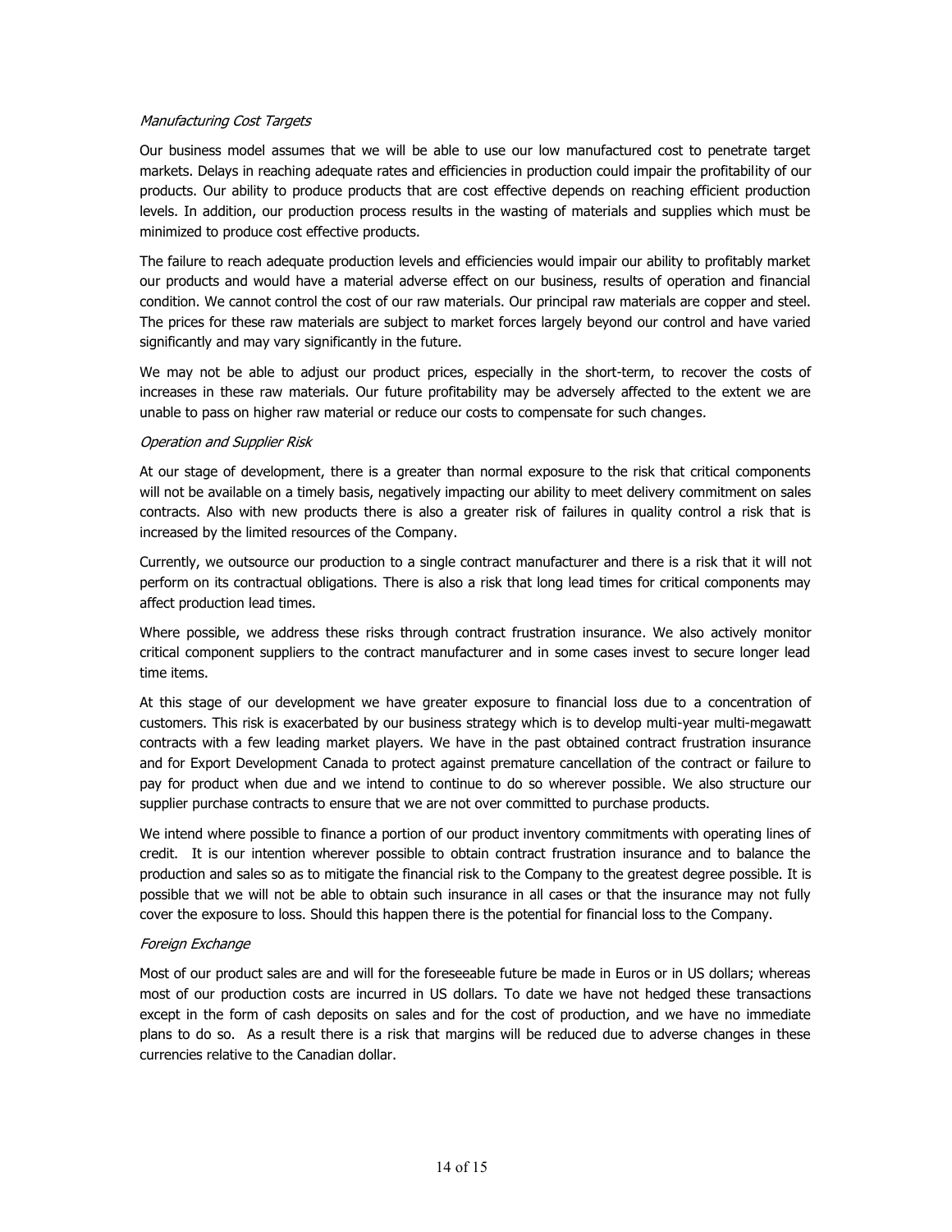*Manufacturing Cost Targets*

Our business model assumes that we will be able to use our low manufactured cost to penetrate target markets. Delays in reaching adequate rates and efficiencies in production could impair the profitability of our products. Our ability to produce products that are cost effective depends on reaching efficient production levels. In addition, our production process results in the wasting of materials and supplies which must be minimized to produce cost effective products.

The failure to reach adequate production levels and efficiencies would impair our ability to profitably market our products and would have a material adverse effect on our business, results of operation and financial condition. We cannot control the cost of our raw materials. Our principal raw materials are copper and steel. The prices for these raw materials are subject to market forces largely beyond our control and have varied significantly and may vary significantly in the future.

We may not be able to adjust our product prices, especially in the short-term, to recover the costs of increases in these raw materials. Our future profitability may be adversely affected to the extent we are unable to pass on higher raw material or reduce our costs to compensate for such changes.

*Operation and Supplier Risk*

At our stage of development, there is a greater than normal exposure to the risk that critical components will not be available on a timely basis, negatively impacting our ability to meet delivery commitment on sales contracts. Also with new products there is also a greater risk of failures in quality control a risk that is increased by the limited resources of the Company.

Currently, we outsource our production to a single contract manufacturer and there is a risk that it will not perform on its contractual obligations. There is also a risk that long lead times for critical components may affect production lead times.

Where possible, we address these risks through contract frustration insurance. We also actively monitor critical component suppliers to the contract manufacturer and in some cases invest to secure longer lead time items.

At this stage of our development we have greater exposure to financial loss due to a concentration of customers. This risk is exacerbated by our business strategy which is to develop multi-year multi-megawatt contracts with a few leading market players. We have in the past obtained contract frustration insurance and for Export Development Canada to protect against premature cancellation of the contract or failure to pay for product when due and we intend to continue to do so wherever possible. We also structure our supplier purchase contracts to ensure that we are not over committed to purchase products.

We intend where possible to finance a portion of our product inventory commitments with operating lines of credit. It is our intention wherever possible to obtain contract frustration insurance and to balance the production and sales so as to mitigate the financial risk to the Company to the greatest degree possible. It is possible that we will not be able to obtain such insurance in all cases or that the insurance may not fully cover the exposure to loss. Should this happen there is the potential for financial loss to the Company.

*Foreign Exchange*

Most of our product sales are and will for the foreseeable future be made in Euros or in US dollars; whereas most of our production costs are incurred in US dollars. To date we have not hedged these transactions except in the form of cash deposits on sales and for the cost of production, and we have no immediate plans to do so. As a result there is a risk that margins will be reduced due to adverse changes in these currencies relative to the Canadian dollar.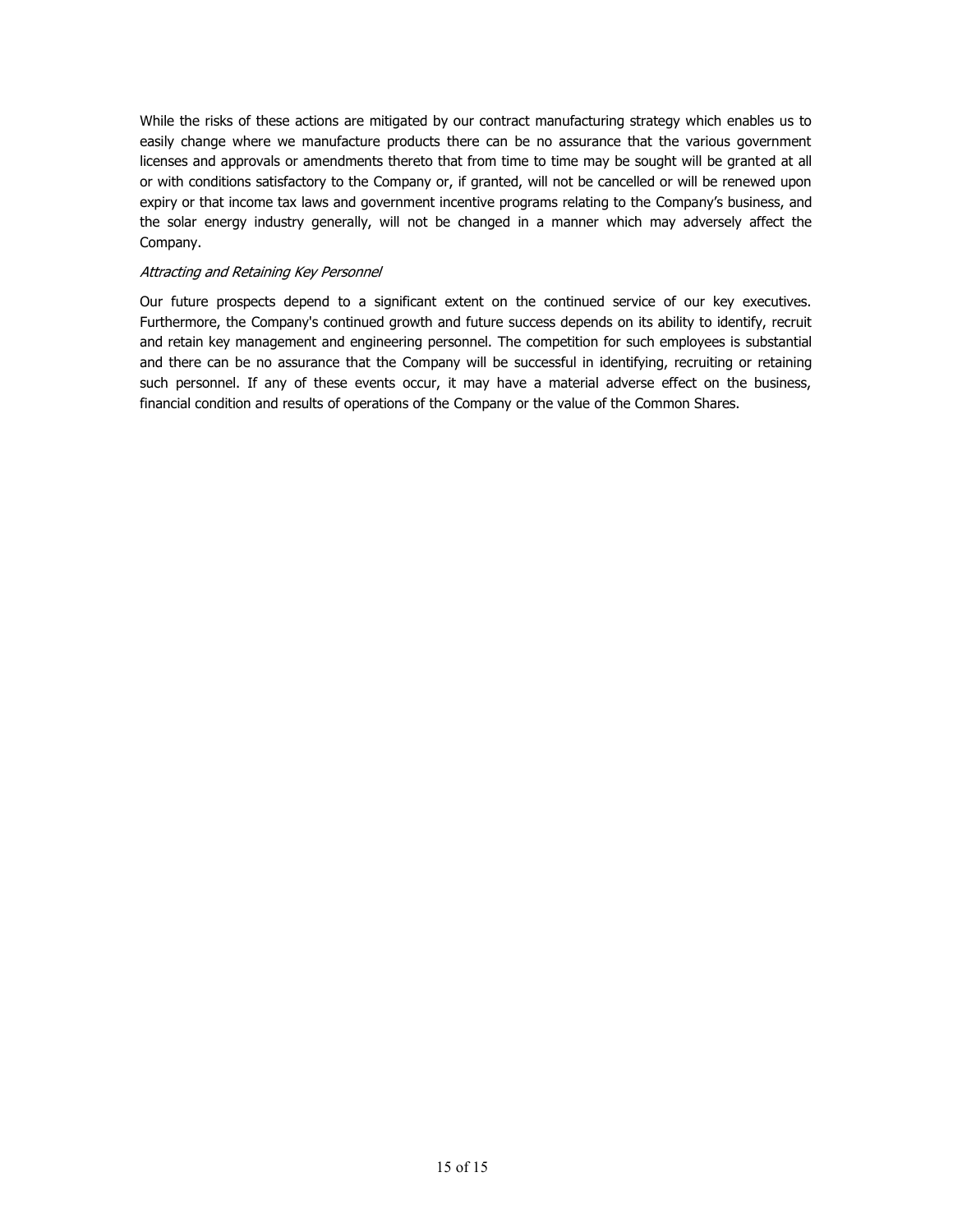While the risks of these actions are mitigated by our contract manufacturing strategy which enables us to easily change where we manufacture products there can be no assurance that the various government licenses and approvals or amendments thereto that from time to time may be sought will be granted at all or with conditions satisfactory to the Company or, if granted, will not be cancelled or will be renewed upon expiry or that income tax laws and government incentive programs relating to the Company's business, and the solar energy industry generally, will not be changed in a manner which may adversely affect the Company.

*Attracting and Retaining Key Personnel*

Our future prospects depend to a significant extent on the continued service of our key executives. Furthermore, the Company's continued growth and future success depends on its ability to identify, recruit and retain key management and engineering personnel. The competition for such employees is substantial and there can be no assurance that the Company will be successful in identifying, recruiting or retaining such personnel. If any of these events occur, it may have a material adverse effect on the business, financial condition and results of operations of the Company or the value of the Common Shares.